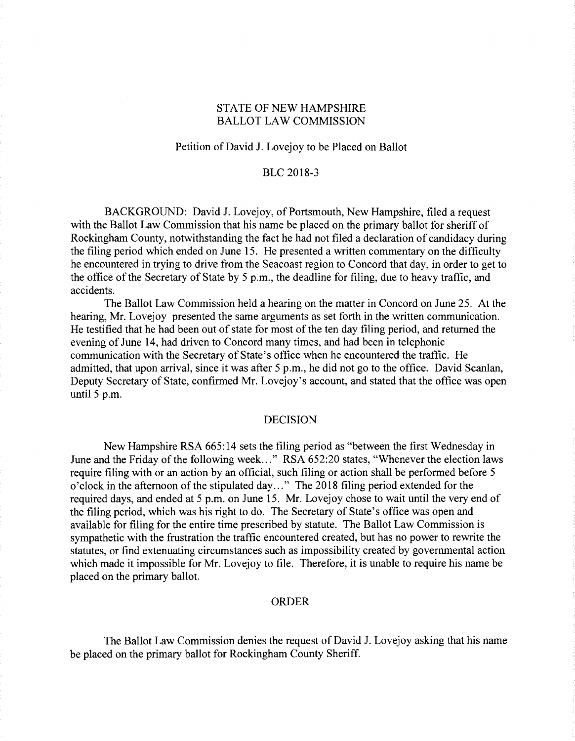# STATE OF NEW HAMPSHIRE
# BALLOT LAW COMMISSION

## Petition of David J. Lovejoy to be Placed on Ballot

## BLC 2018-3

BACKGROUND: David J. Lovejoy, of Portsmouth, New Hampshire, filed a request with the Ballot Law Commission that his name be placed on the primary ballot for sheriff of Rockingham County, notwithstanding the fact he had not filed a declaration of candidacy during the filing period which ended on June 15. He presented a written commentary on the difficulty he encountered in trying to drive from the Seacoast region to Concord that day, in order to get to the office of the Secretary of State by 5 p.m., the deadline for filing, due to heavy traffic, and accidents.

The Ballot Law Commission held a hearing on the matter in Concord on June 25. At the hearing, Mr. Lovejoy presented the same arguments as set forth in the written communication. He testified that he had been out of state for most of the ten day filing period, and returned the evening of June 14, had driven to Concord many times, and had been in telephonic communication with the Secretary of State's office when he encountered the traffic. He admitted, that upon arrival, since it was after 5 p.m., he did not go to the office. David Scanlan, Deputy Secretary of State, confirmed Mr. Lovejoy's account, and stated that the office was open until 5 p.m.

## DECISION

New Hampshire RSA 665:14 sets the filing period as "between the first Wednesday in June and the Friday of the following week…" RSA 652:20 states, "Whenever the election laws require filing with or an action by an official, such filing or action shall be performed before 5 o'clock in the afternoon of the stipulated day…" The 2018 filing period extended for the required days, and ended at 5 p.m. on June 15. Mr. Lovejoy chose to wait until the very end of the filing period, which was his right to do. The Secretary of State's office was open and available for filing for the entire time prescribed by statute. The Ballot Law Commission is sympathetic with the frustration the traffic encountered created, but has no power to rewrite the statutes, or find extenuating circumstances such as impossibility created by governmental action which made it impossible for Mr. Lovejoy to file. Therefore, it is unable to require his name be placed on the primary ballot.

## ORDER

The Ballot Law Commission denies the request of David J. Lovejoy asking that his name be placed on the primary ballot for Rockingham County Sheriff.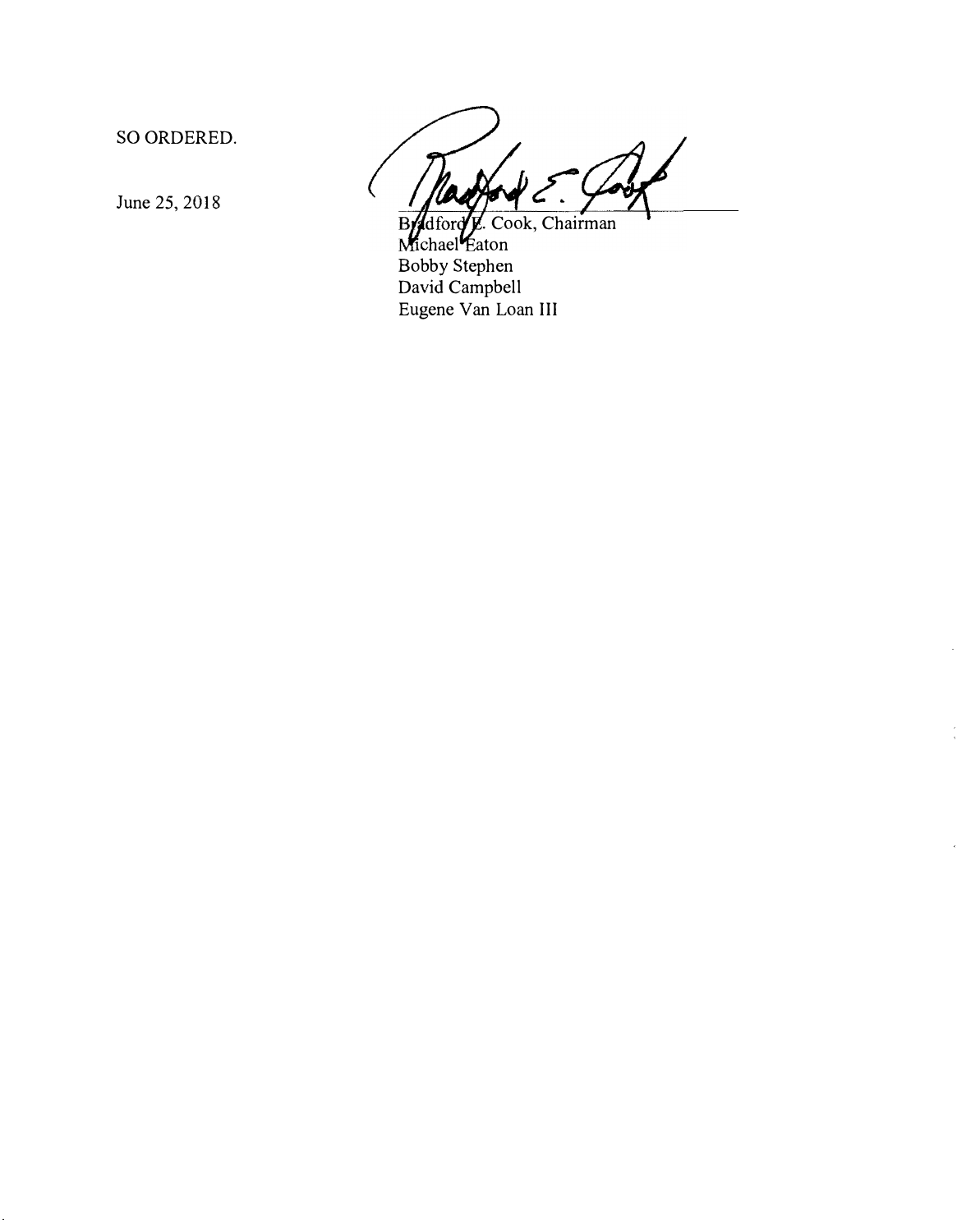SO ORDERED.

June 25, 2018

Bradford E. Cook, Chairman
Michael Eaton
Bobby Stephen
David Campbell
Eugene Van Loan III